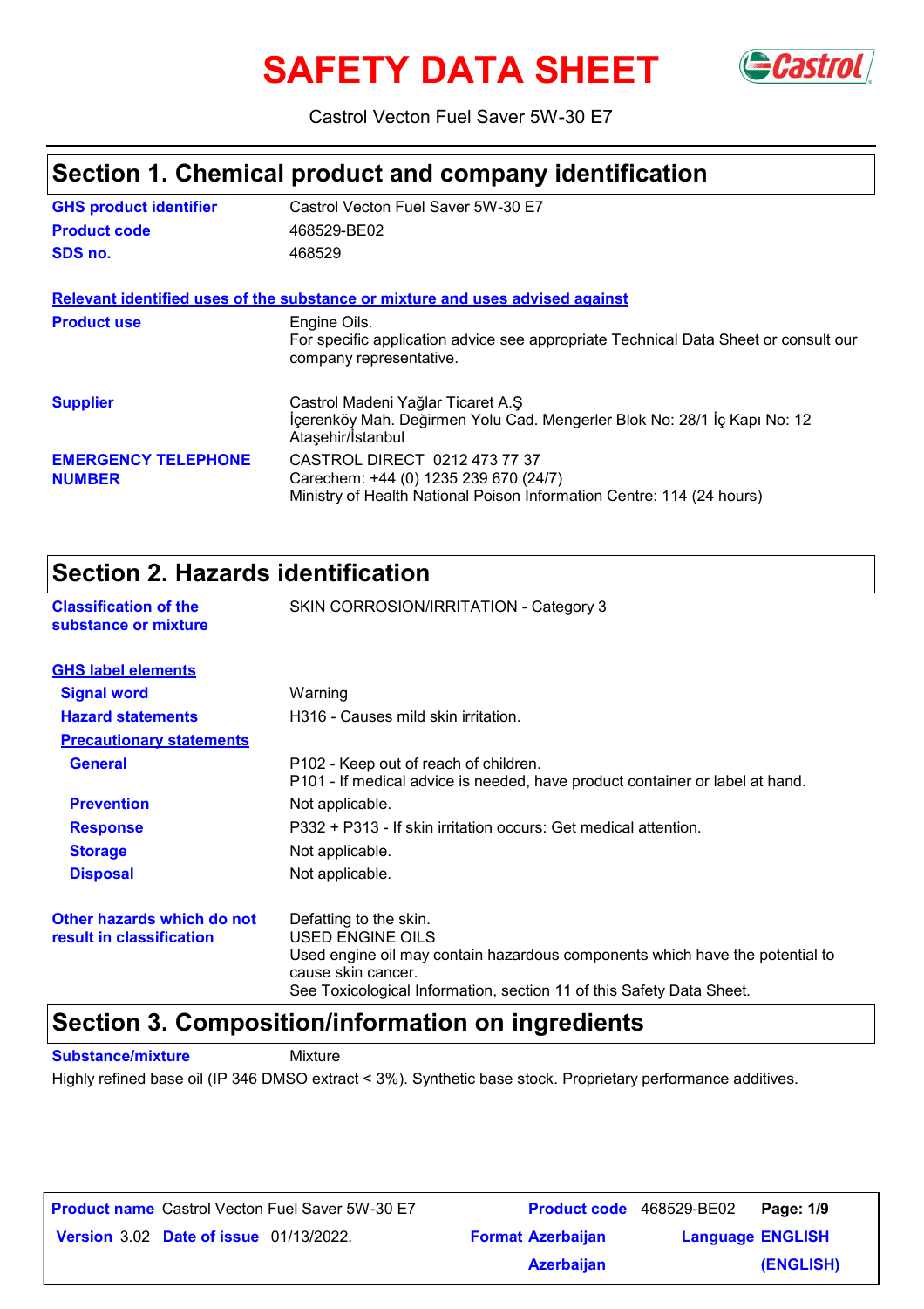# SAFETY DATA SHEET

Castrol Vecton Fuel Saver 5W-30 E7

## Section 1. Chemical product and company identification

| | |
|---|---|
| **GHS product identifier** | Castrol Vecton Fuel Saver 5W-30 E7 |
| **Product code** | 468529-BE02 |
| **SDS no.** | 468529 |

**Relevant identified uses of the substance or mixture and uses advised against**

| | |
|---|---|
| **Product use** | Engine Oils.<br>For specific application advice see appropriate Technical Data Sheet or consult our company representative. |
| **Supplier** | Castrol Madeni Yağlar Ticaret A.Ş<br>İçerenköy Mah. Değirmen Yolu Cad. Mengerler Blok No: 28/1 İç Kapı No: 12 Ataşehir/İstanbul |
| **EMERGENCY TELEPHONE NUMBER** | CASTROL DIRECT 0212 473 77 37<br>Carechem: +44 (0) 1235 239 670 (24/7)<br>Ministry of Health National Poison Information Centre: 114 (24 hours) |

## Section 2. Hazards identification

| | |
|---|---|
| **Classification of the substance or mixture** | SKIN CORROSION/IRRITATION - Category 3 |

**GHS label elements**

| | |
|---|---|
| **Signal word** | Warning |
| **Hazard statements** | H316 - Causes mild skin irritation. |

**Precautionary statements**

| | |
|---|---|
| **General** | P102 - Keep out of reach of children.<br>P101 - If medical advice is needed, have product container or label at hand. |
| **Prevention** | Not applicable. |
| **Response** | P332 + P313 - If skin irritation occurs: Get medical attention. |
| **Storage** | Not applicable. |
| **Disposal** | Not applicable. |

| | |
|---|---|
| **Other hazards which do not result in classification** | Defatting to the skin.<br>USED ENGINE OILS<br>Used engine oil may contain hazardous components which have the potential to cause skin cancer.<br>See Toxicological Information, section 11 of this Safety Data Sheet. |

## Section 3. Composition/information on ingredients

**Substance/mixture** Mixture

Highly refined base oil (IP 346 DMSO extract < 3%). Synthetic base stock. Proprietary performance additives.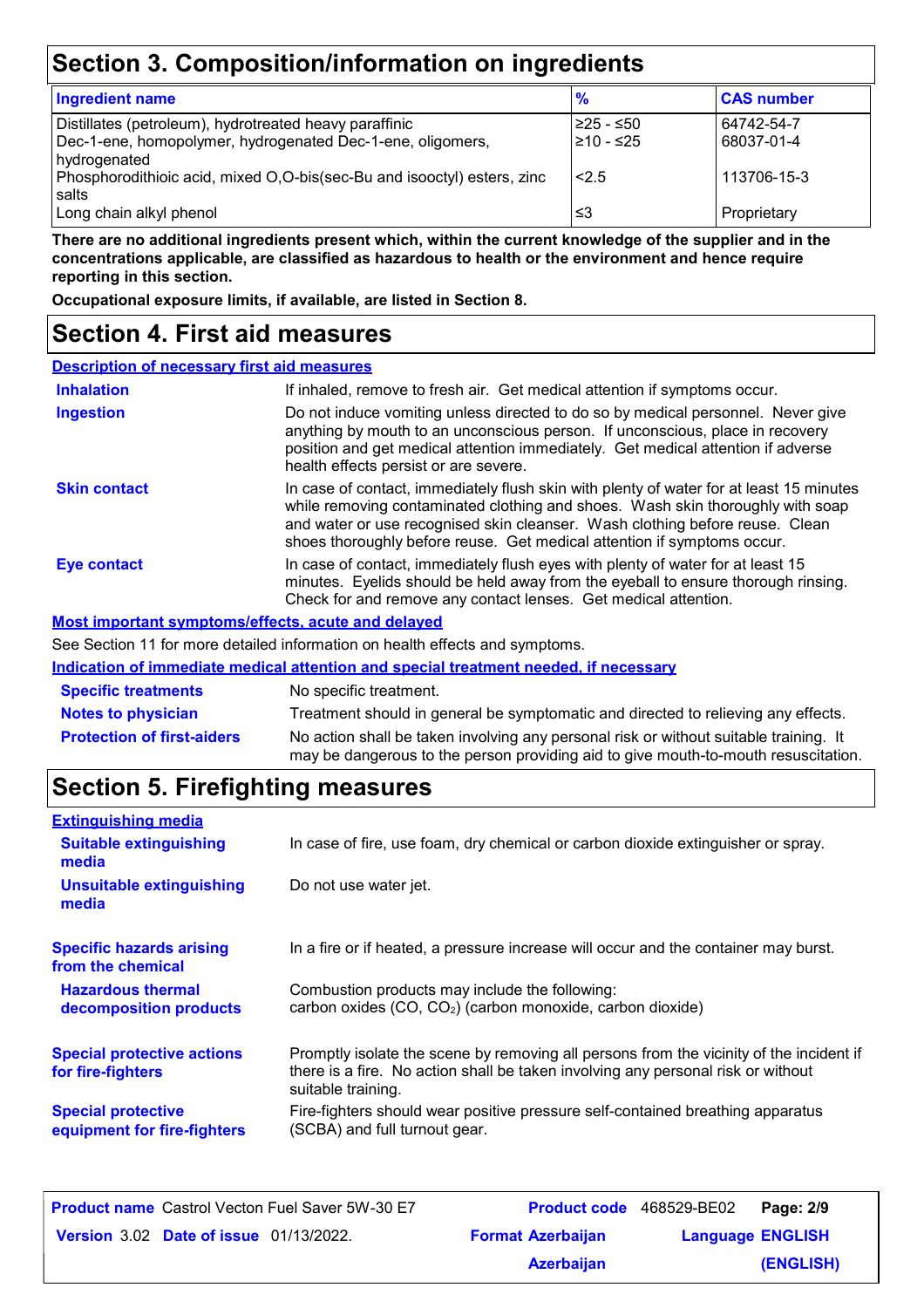## Section 3. Composition/information on ingredients

| Ingredient name | % | CAS number |
|---|---|---|
| Distillates (petroleum), hydrotreated heavy paraffinic | ≥25 - ≤50 | 64742-54-7 |
| Dec-1-ene, homopolymer, hydrogenated Dec-1-ene, oligomers, hydrogenated | ≥10 - ≤25 | 68037-01-4 |
| Phosphorodithioic acid, mixed O,O-bis(sec-Bu and isooctyl) esters, zinc salts | <2.5 | 113706-15-3 |
| Long chain alkyl phenol | ≤3 | Proprietary |

**There are no additional ingredients present which, within the current knowledge of the supplier and in the concentrations applicable, are classified as hazardous to health or the environment and hence require reporting in this section.**

**Occupational exposure limits, if available, are listed in Section 8.**

## Section 4. First aid measures

**Description of necessary first aid measures**

**Inhalation**: If inhaled, remove to fresh air. Get medical attention if symptoms occur.

**Ingestion**: Do not induce vomiting unless directed to do so by medical personnel. Never give anything by mouth to an unconscious person. If unconscious, place in recovery position and get medical attention immediately. Get medical attention if adverse health effects persist or are severe.

**Skin contact**: In case of contact, immediately flush skin with plenty of water for at least 15 minutes while removing contaminated clothing and shoes. Wash skin thoroughly with soap and water or use recognised skin cleanser. Wash clothing before reuse. Clean shoes thoroughly before reuse. Get medical attention if symptoms occur.

**Eye contact**: In case of contact, immediately flush eyes with plenty of water for at least 15 minutes. Eyelids should be held away from the eyeball to ensure thorough rinsing. Check for and remove any contact lenses. Get medical attention.

**Most important symptoms/effects, acute and delayed**

See Section 11 for more detailed information on health effects and symptoms.

**Indication of immediate medical attention and special treatment needed, if necessary**

**Specific treatments**: No specific treatment.

**Notes to physician**: Treatment should in general be symptomatic and directed to relieving any effects.

**Protection of first-aiders**: No action shall be taken involving any personal risk or without suitable training. It may be dangerous to the person providing aid to give mouth-to-mouth resuscitation.

## Section 5. Firefighting measures

**Extinguishing media**

**Suitable extinguishing media**: In case of fire, use foam, dry chemical or carbon dioxide extinguisher or spray.

**Unsuitable extinguishing media**: Do not use water jet.

**Specific hazards arising from the chemical**: In a fire or if heated, a pressure increase will occur and the container may burst.

**Hazardous thermal decomposition products**: Combustion products may include the following:
carbon oxides (CO, $CO_2$) (carbon monoxide, carbon dioxide)

**Special protective actions for fire-fighters**: Promptly isolate the scene by removing all persons from the vicinity of the incident if there is a fire. No action shall be taken involving any personal risk or without suitable training.

**Special protective equipment for fire-fighters**: Fire-fighters should wear positive pressure self-contained breathing apparatus (SCBA) and full turnout gear.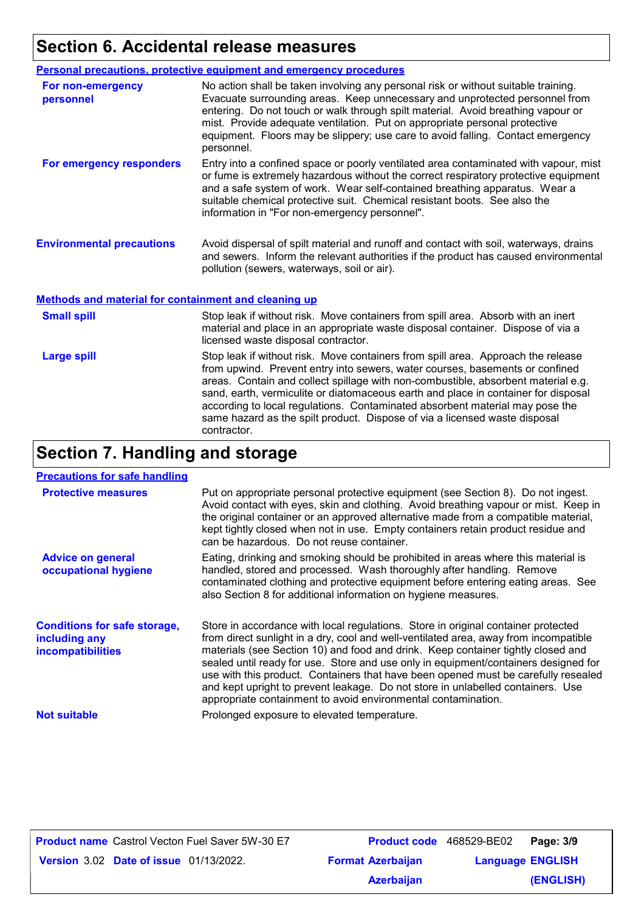## Section 6. Accidental release measures

### Personal precautions, protective equipment and emergency procedures

**For non-emergency personnel**

No action shall be taken involving any personal risk or without suitable training. Evacuate surrounding areas. Keep unnecessary and unprotected personnel from entering. Do not touch or walk through spilt material. Avoid breathing vapour or mist. Provide adequate ventilation. Put on appropriate personal protective equipment. Floors may be slippery; use care to avoid falling. Contact emergency personnel.

**For emergency responders**

Entry into a confined space or poorly ventilated area contaminated with vapour, mist or fume is extremely hazardous without the correct respiratory protective equipment and a safe system of work. Wear self-contained breathing apparatus. Wear a suitable chemical protective suit. Chemical resistant boots. See also the information in "For non-emergency personnel".

**Environmental precautions**

Avoid dispersal of spilt material and runoff and contact with soil, waterways, drains and sewers. Inform the relevant authorities if the product has caused environmental pollution (sewers, waterways, soil or air).

### Methods and material for containment and cleaning up

**Small spill**

Stop leak if without risk. Move containers from spill area. Absorb with an inert material and place in an appropriate waste disposal container. Dispose of via a licensed waste disposal contractor.

**Large spill**

Stop leak if without risk. Move containers from spill area. Approach the release from upwind. Prevent entry into sewers, water courses, basements or confined areas. Contain and collect spillage with non-combustible, absorbent material e.g. sand, earth, vermiculite or diatomaceous earth and place in container for disposal according to local regulations. Contaminated absorbent material may pose the same hazard as the spilt product. Dispose of via a licensed waste disposal contractor.

## Section 7. Handling and storage

### Precautions for safe handling

**Protective measures**

Put on appropriate personal protective equipment (see Section 8). Do not ingest. Avoid contact with eyes, skin and clothing. Avoid breathing vapour or mist. Keep in the original container or an approved alternative made from a compatible material, kept tightly closed when not in use. Empty containers retain product residue and can be hazardous. Do not reuse container.

**Advice on general occupational hygiene**

Eating, drinking and smoking should be prohibited in areas where this material is handled, stored and processed. Wash thoroughly after handling. Remove contaminated clothing and protective equipment before entering eating areas. See also Section 8 for additional information on hygiene measures.

**Conditions for safe storage, including any incompatibilities**

Store in accordance with local regulations. Store in original container protected from direct sunlight in a dry, cool and well-ventilated area, away from incompatible materials (see Section 10) and food and drink. Keep container tightly closed and sealed until ready for use. Store and use only in equipment/containers designed for use with this product. Containers that have been opened must be carefully resealed and kept upright to prevent leakage. Do not store in unlabelled containers. Use appropriate containment to avoid environmental contamination.

**Not suitable**

Prolonged exposure to elevated temperature.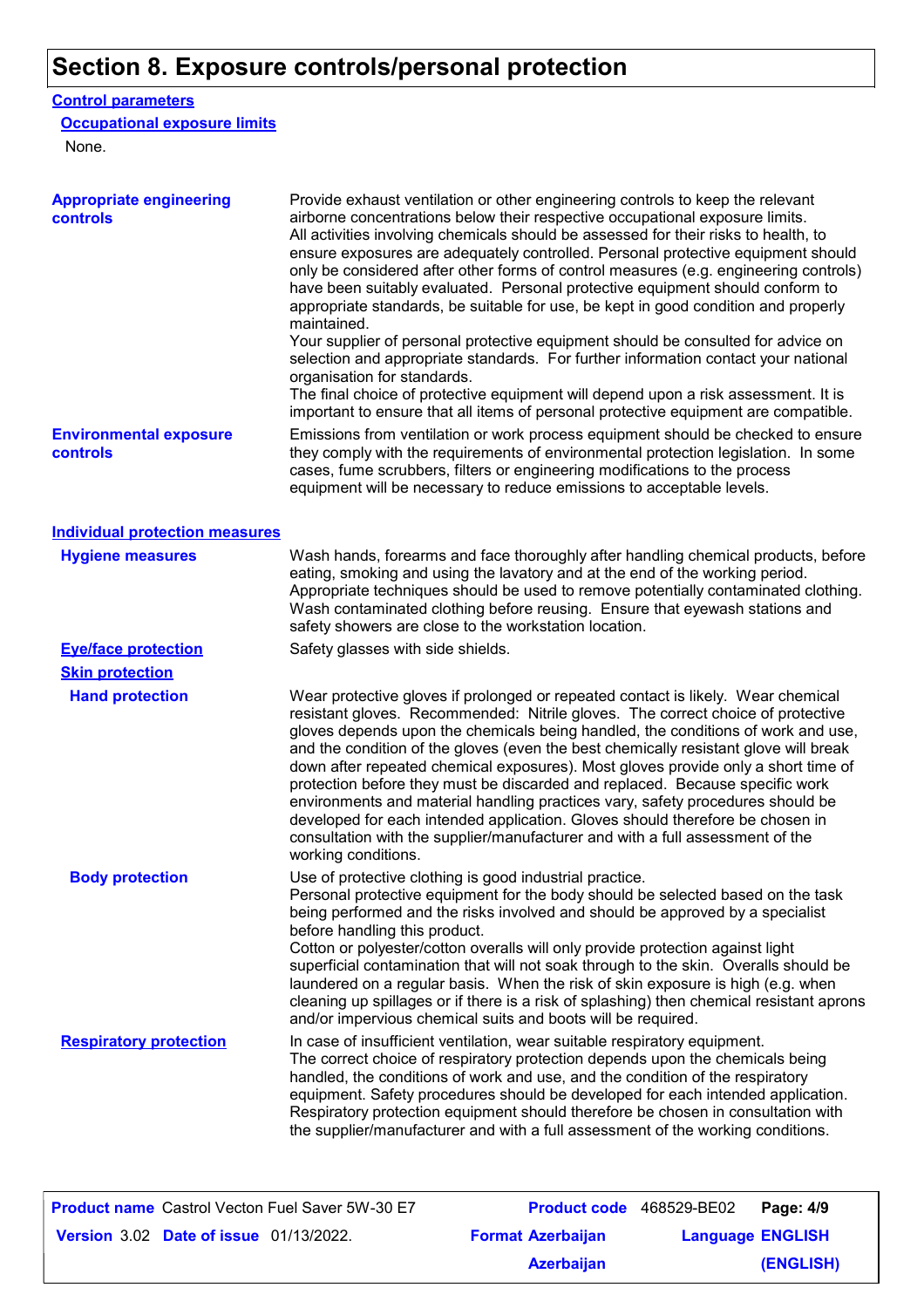# Section 8. Exposure controls/personal protection

## Control parameters

### Occupational exposure limits

None.

**Appropriate engineering controls**

Provide exhaust ventilation or other engineering controls to keep the relevant airborne concentrations below their respective occupational exposure limits. All activities involving chemicals should be assessed for their risks to health, to ensure exposures are adequately controlled. Personal protective equipment should only be considered after other forms of control measures (e.g. engineering controls) have been suitably evaluated. Personal protective equipment should conform to appropriate standards, be suitable for use, be kept in good condition and properly maintained.
Your supplier of personal protective equipment should be consulted for advice on selection and appropriate standards. For further information contact your national organisation for standards.
The final choice of protective equipment will depend upon a risk assessment. It is important to ensure that all items of personal protective equipment are compatible.

**Environmental exposure controls**

Emissions from ventilation or work process equipment should be checked to ensure they comply with the requirements of environmental protection legislation. In some cases, fume scrubbers, filters or engineering modifications to the process equipment will be necessary to reduce emissions to acceptable levels.

## Individual protection measures

**Hygiene measures**

Wash hands, forearms and face thoroughly after handling chemical products, before eating, smoking and using the lavatory and at the end of the working period. Appropriate techniques should be used to remove potentially contaminated clothing. Wash contaminated clothing before reusing. Ensure that eyewash stations and safety showers are close to the workstation location.

**Eye/face protection**

Safety glasses with side shields.

**Skin protection**

**Hand protection**

Wear protective gloves if prolonged or repeated contact is likely. Wear chemical resistant gloves. Recommended: Nitrile gloves. The correct choice of protective gloves depends upon the chemicals being handled, the conditions of work and use, and the condition of the gloves (even the best chemically resistant glove will break down after repeated chemical exposures). Most gloves provide only a short time of protection before they must be discarded and replaced. Because specific work environments and material handling practices vary, safety procedures should be developed for each intended application. Gloves should therefore be chosen in consultation with the supplier/manufacturer and with a full assessment of the working conditions.

**Body protection**

Use of protective clothing is good industrial practice.
Personal protective equipment for the body should be selected based on the task being performed and the risks involved and should be approved by a specialist before handling this product.
Cotton or polyester/cotton overalls will only provide protection against light superficial contamination that will not soak through to the skin. Overalls should be laundered on a regular basis. When the risk of skin exposure is high (e.g. when cleaning up spillages or if there is a risk of splashing) then chemical resistant aprons and/or impervious chemical suits and boots will be required.

**Respiratory protection**

In case of insufficient ventilation, wear suitable respiratory equipment.
The correct choice of respiratory protection depends upon the chemicals being handled, the conditions of work and use, and the condition of the respiratory equipment. Safety procedures should be developed for each intended application. Respiratory protection equipment should therefore be chosen in consultation with the supplier/manufacturer and with a full assessment of the working conditions.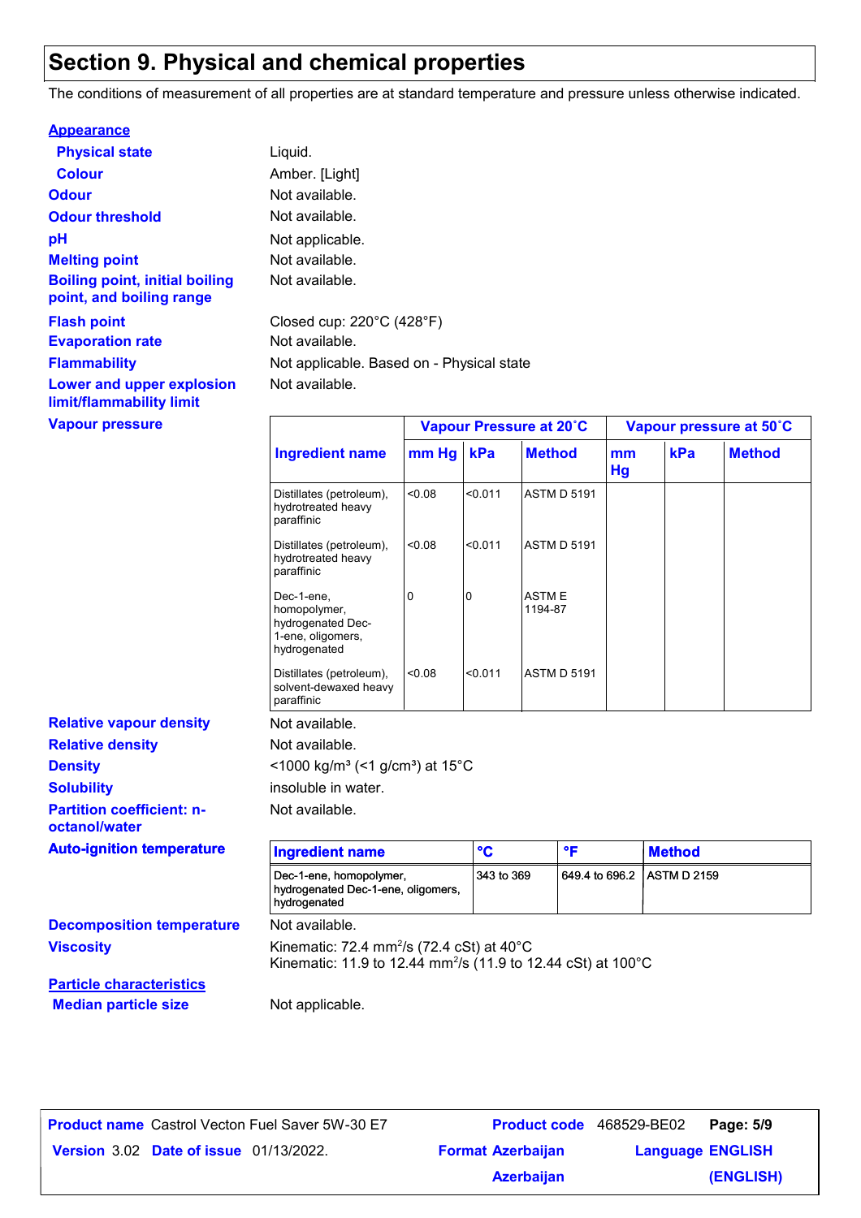# Section 9. Physical and chemical properties

The conditions of measurement of all properties are at standard temperature and pressure unless otherwise indicated.

**Appearance**

**Physical state** Liquid.

**Colour** Amber. [Light]

**Odour** Not available.

**Odour threshold** Not available.

**pH** Not applicable.

**Melting point** Not available.

**Boiling point, initial boiling point, and boiling range** Not available.

**Flash point** Closed cup: 220°C (428°F)

**Evaporation rate** Not available.

**Flammability** Not applicable. Based on - Physical state

**Lower and upper explosion limit/flammability limit** Not available.

**Vapour pressure**

| Ingredient name | Vapour Pressure at 20˚C | | | Vapour pressure at 50˚C | | |
|---|---|---|---|---|---|---|
| | mm Hg | kPa | Method | mm Hg | kPa | Method |
| Distillates (petroleum), hydrotreated heavy paraffinic | <0.08 | <0.011 | ASTM D 5191 | | | |
| Distillates (petroleum), hydrotreated heavy paraffinic | <0.08 | <0.011 | ASTM D 5191 | | | |
| Dec-1-ene, homopolymer, hydrogenated Dec-1-ene, oligomers, hydrogenated | 0 | 0 | ASTM E 1194-87 | | | |
| Distillates (petroleum), solvent-dewaxed heavy paraffinic | <0.08 | <0.011 | ASTM D 5191 | | | |

**Relative vapour density** Not available.

**Relative density** Not available.

**Density** <1000 kg/m³ (<1 g/cm³) at 15°C

**Solubility** insoluble in water.

**Partition coefficient: n-octanol/water** Not available.

**Auto-ignition temperature**

| Ingredient name | °C | °F | Method |
|---|---|---|---|
| Dec-1-ene, homopolymer, hydrogenated Dec-1-ene, oligomers, hydrogenated | 343 to 369 | 649.4 to 696.2 | ASTM D 2159 |

**Decomposition temperature** Not available.

**Viscosity** Kinematic: 72.4 $mm^2/s$ (72.4 cSt) at 40°C
Kinematic: 11.9 to 12.44 $mm^2/s$ (11.9 to 12.44 cSt) at 100°C

**Particle characteristics**

**Median particle size** Not applicable.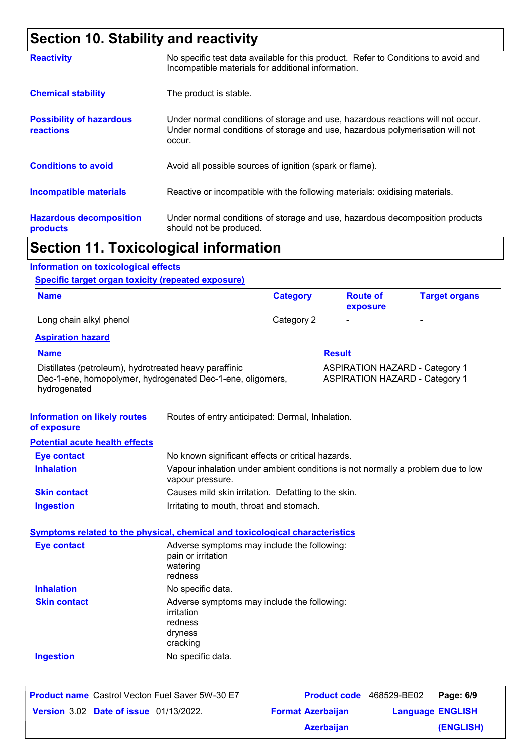## Section 10. Stability and reactivity

**Reactivity**
No specific test data available for this product. Refer to Conditions to avoid and Incompatible materials for additional information.

**Chemical stability**
The product is stable.

**Possibility of hazardous reactions**
Under normal conditions of storage and use, hazardous reactions will not occur.
Under normal conditions of storage and use, hazardous polymerisation will not occur.

**Conditions to avoid**
Avoid all possible sources of ignition (spark or flame).

**Incompatible materials**
Reactive or incompatible with the following materials: oxidising materials.

**Hazardous decomposition products**
Under normal conditions of storage and use, hazardous decomposition products should not be produced.

## Section 11. Toxicological information

### Information on toxicological effects

#### Specific target organ toxicity (repeated exposure)

| Name | Category | Route of exposure | Target organs |
|---|---|---|---|
| Long chain alkyl phenol | Category 2 | - | - |

#### Aspiration hazard

| Name | Result |
|---|---|
| Distillates (petroleum), hydrotreated heavy paraffinic | ASPIRATION HAZARD - Category 1 |
| Dec-1-ene, homopolymer, hydrogenated Dec-1-ene, oligomers, hydrogenated | ASPIRATION HAZARD - Category 1 |

**Information on likely routes of exposure**
Routes of entry anticipated: Dermal, Inhalation.

### Potential acute health effects

**Eye contact**
No known significant effects or critical hazards.

**Inhalation**
Vapour inhalation under ambient conditions is not normally a problem due to low vapour pressure.

**Skin contact**
Causes mild skin irritation. Defatting to the skin.

**Ingestion**
Irritating to mouth, throat and stomach.

### Symptoms related to the physical, chemical and toxicological characteristics

**Eye contact**
Adverse symptoms may include the following:
pain or irritation
watering
redness

**Inhalation**
No specific data.

**Skin contact**
Adverse symptoms may include the following:
irritation
redness
dryness
cracking

**Ingestion**
No specific data.

| Product name Castrol Vecton Fuel Saver 5W-30 E7 | Product code 468529-BE02 | Page: 6/9 |
|---|---|---|
| Version 3.02 Date of issue 01/13/2022. | Format Azerbaijan Azerbaijan | Language ENGLISH (ENGLISH) |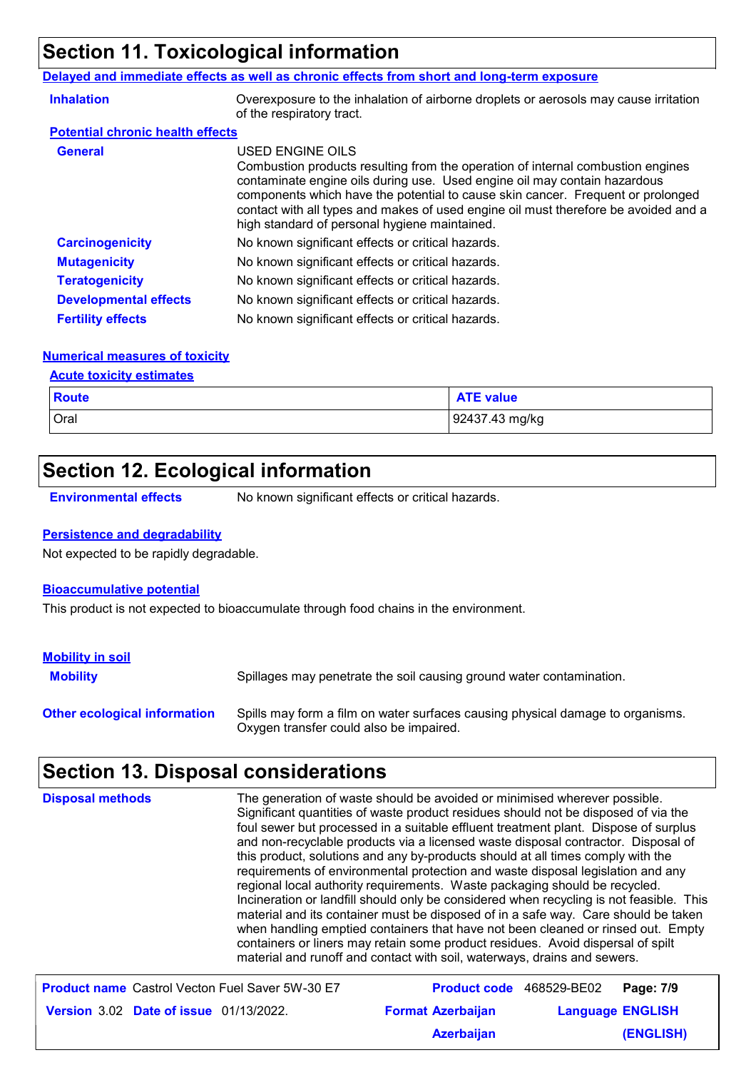## Section 11. Toxicological information

**Delayed and immediate effects as well as chronic effects from short and long-term exposure**

**Inhalation**: Overexposure to the inhalation of airborne droplets or aerosols may cause irritation of the respiratory tract.

**Potential chronic health effects**

**General**: USED ENGINE OILS
Combustion products resulting from the operation of internal combustion engines contaminate engine oils during use. Used engine oil may contain hazardous components which have the potential to cause skin cancer. Frequent or prolonged contact with all types and makes of used engine oil must therefore be avoided and a high standard of personal hygiene maintained.

**Carcinogenicity**: No known significant effects or critical hazards.

**Mutagenicity**: No known significant effects or critical hazards.

**Teratogenicity**: No known significant effects or critical hazards.

**Developmental effects**: No known significant effects or critical hazards.

**Fertility effects**: No known significant effects or critical hazards.

**Numerical measures of toxicity**

**Acute toxicity estimates**

| Route | ATE value |
|---|---|
| Oral | 92437.43 mg/kg |

## Section 12. Ecological information

**Environmental effects**: No known significant effects or critical hazards.

**Persistence and degradability**

Not expected to be rapidly degradable.

**Bioaccumulative potential**

This product is not expected to bioaccumulate through food chains in the environment.

**Mobility in soil**

**Mobility**: Spillages may penetrate the soil causing ground water contamination.

**Other ecological information**: Spills may form a film on water surfaces causing physical damage to organisms. Oxygen transfer could also be impaired.

## Section 13. Disposal considerations

**Disposal methods**: The generation of waste should be avoided or minimised wherever possible. Significant quantities of waste product residues should not be disposed of via the foul sewer but processed in a suitable effluent treatment plant. Dispose of surplus and non-recyclable products via a licensed waste disposal contractor. Disposal of this product, solutions and any by-products should at all times comply with the requirements of environmental protection and waste disposal legislation and any regional local authority requirements. Waste packaging should be recycled. Incineration or landfill should only be considered when recycling is not feasible. This material and its container must be disposed of in a safe way. Care should be taken when handling emptied containers that have not been cleaned or rinsed out. Empty containers or liners may retain some product residues. Avoid dispersal of spilt material and runoff and contact with soil, waterways, drains and sewers.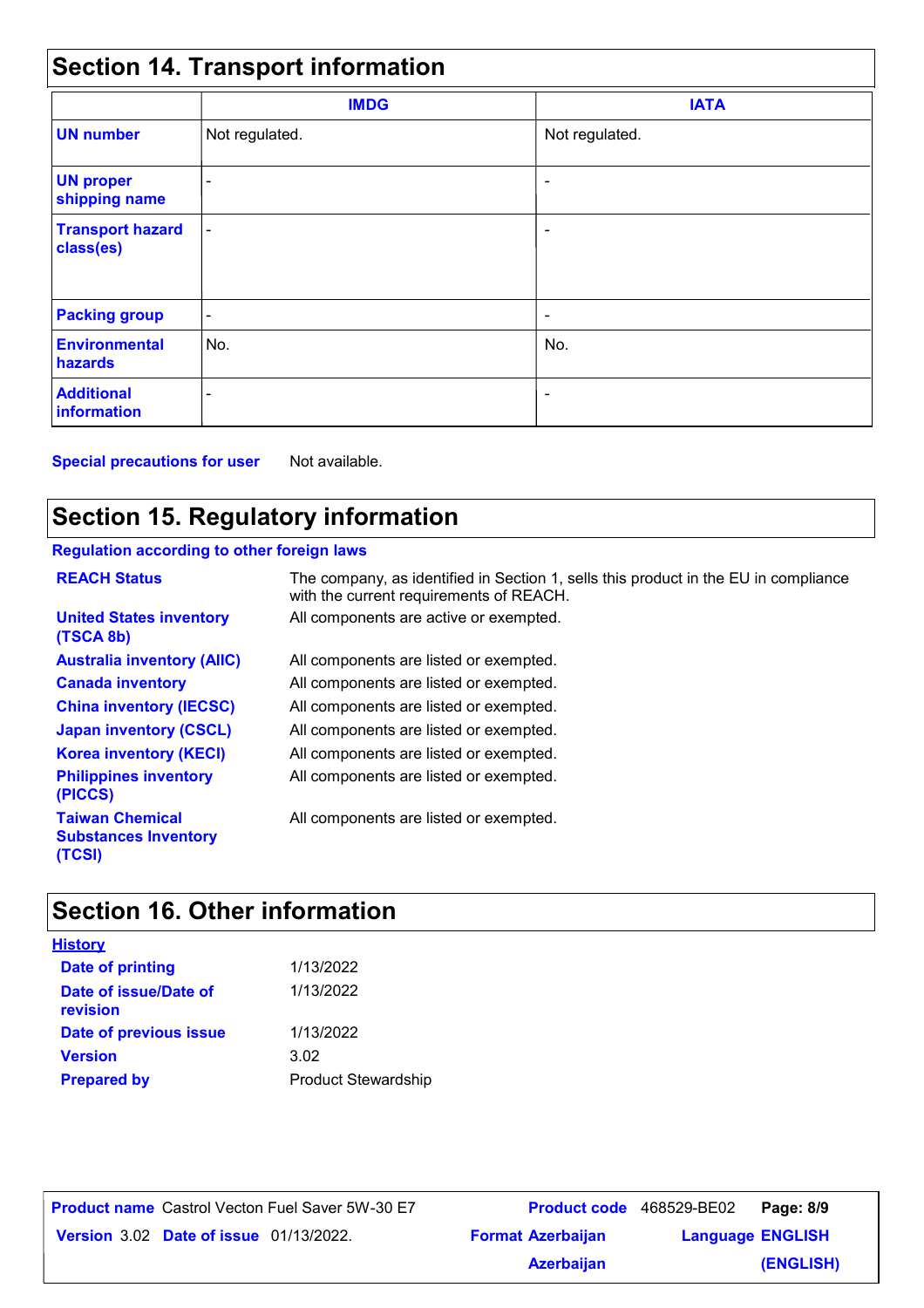## Section 14. Transport information

| | IMDG | IATA |
|---|---|---|
| **UN number** | Not regulated. | Not regulated. |
| **UN proper shipping name** | - | - |
| **Transport hazard class(es)** | - | - |
| **Packing group** | - | - |
| **Environmental hazards** | No. | No. |
| **Additional information** | - | - |

**Special precautions for user** Not available.

## Section 15. Regulatory information

**Regulation according to other foreign laws**

| | |
|---|---|
| **REACH Status** | The company, as identified in Section 1, sells this product in the EU in compliance with the current requirements of REACH. |
| **United States inventory (TSCA 8b)** | All components are active or exempted. |
| **Australia inventory (AIIC)** | All components are listed or exempted. |
| **Canada inventory** | All components are listed or exempted. |
| **China inventory (IECSC)** | All components are listed or exempted. |
| **Japan inventory (CSCL)** | All components are listed or exempted. |
| **Korea inventory (KECI)** | All components are listed or exempted. |
| **Philippines inventory (PICCS)** | All components are listed or exempted. |
| **Taiwan Chemical Substances Inventory (TCSI)** | All components are listed or exempted. |

## Section 16. Other information

**History**

| | |
|---|---|
| **Date of printing** | 1/13/2022 |
| **Date of issue/Date of revision** | 1/13/2022 |
| **Date of previous issue** | 1/13/2022 |
| **Version** | 3.02 |
| **Prepared by** | Product Stewardship |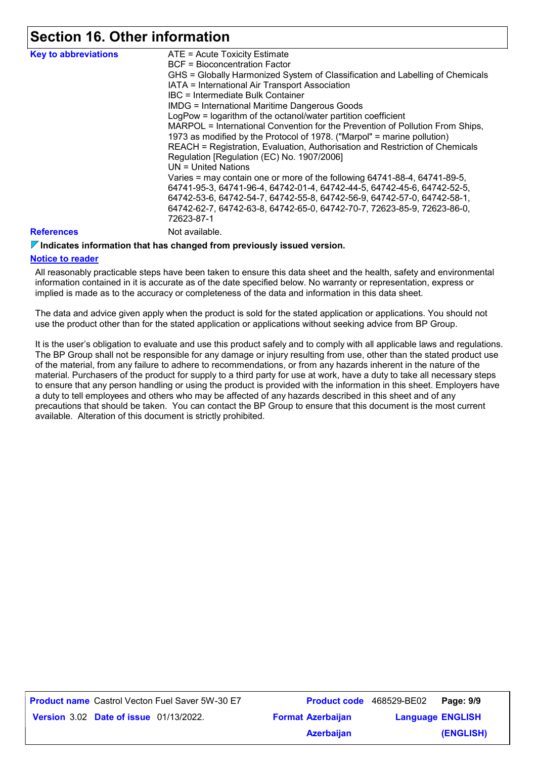# Section 16. Other information

**Key to abbreviations**

ATE = Acute Toxicity Estimate
BCF = Bioconcentration Factor
GHS = Globally Harmonized System of Classification and Labelling of Chemicals
IATA = International Air Transport Association
IBC = Intermediate Bulk Container
IMDG = International Maritime Dangerous Goods
LogPow = logarithm of the octanol/water partition coefficient
MARPOL = International Convention for the Prevention of Pollution From Ships, 1973 as modified by the Protocol of 1978. ("Marpol" = marine pollution)
REACH = Registration, Evaluation, Authorisation and Restriction of Chemicals Regulation [Regulation (EC) No. 1907/2006]
UN = United Nations
Varies = may contain one or more of the following 64741-88-4, 64741-89-5, 64741-95-3, 64741-96-4, 64742-01-4, 64742-44-5, 64742-45-6, 64742-52-5, 64742-53-6, 64742-54-7, 64742-55-8, 64742-56-9, 64742-57-0, 64742-58-1, 64742-62-7, 64742-63-8, 64742-65-0, 64742-70-7, 72623-85-9, 72623-86-0, 72623-87-1

**References**

Not available.

**Indicates information that has changed from previously issued version.**

**Notice to reader**

All reasonably practicable steps have been taken to ensure this data sheet and the health, safety and environmental information contained in it is accurate as of the date specified below. No warranty or representation, express or implied is made as to the accuracy or completeness of the data and information in this data sheet.

The data and advice given apply when the product is sold for the stated application or applications. You should not use the product other than for the stated application or applications without seeking advice from BP Group.

It is the user's obligation to evaluate and use this product safely and to comply with all applicable laws and regulations. The BP Group shall not be responsible for any damage or injury resulting from use, other than the stated product use of the material, from any failure to adhere to recommendations, or from any hazards inherent in the nature of the material. Purchasers of the product for supply to a third party for use at work, have a duty to take all necessary steps to ensure that any person handling or using the product is provided with the information in this sheet. Employers have a duty to tell employees and others who may be affected of any hazards described in this sheet and of any precautions that should be taken. You can contact the BP Group to ensure that this document is the most current available. Alteration of this document is strictly prohibited.